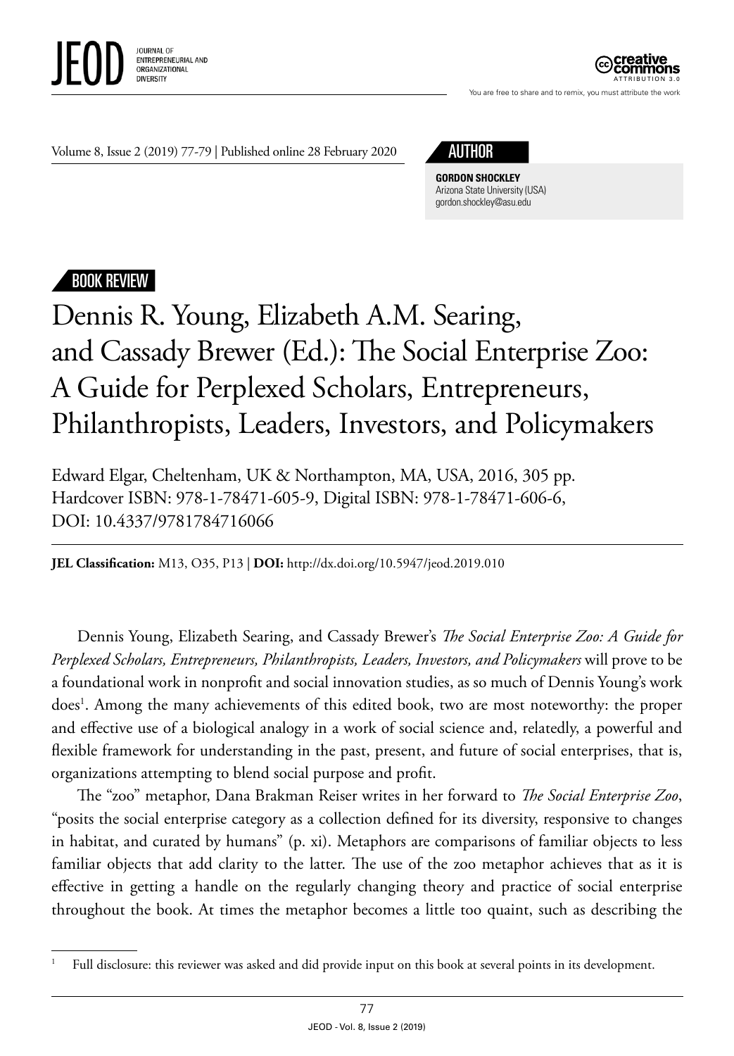JEOD JOURNAL OF ENTREPRENEURIAL AND ORGANIZATIONAL DIVERSITY

creative commons ATTRIBUTION 3.0

You are free to share and to remix, you must attribute the work

Volume 8, Issue 2 (2019) 77-79 | Published online 28 February 2020

AUTHOR

**GORDON SHOCKLEY**
Arizona State University (USA)
gordon.shockley@asu.edu

BOOK REVIEW

# Dennis R. Young, Elizabeth A.M. Searing, and Cassady Brewer (Ed.): The Social Enterprise Zoo: A Guide for Perplexed Scholars, Entrepreneurs, Philanthropists, Leaders, Investors, and Policymakers

Edward Elgar, Cheltenham, UK & Northampton, MA, USA, 2016, 305 pp.
Hardcover ISBN: 978-1-78471-605-9, Digital ISBN: 978-1-78471-606-6,
DOI: 10.4337/9781784716066

**JEL Classification:** M13, O35, P13 | **DOI:** http://dx.doi.org/10.5947/jeod.2019.010

Dennis Young, Elizabeth Searing, and Cassady Brewer's *The Social Enterprise Zoo: A Guide for Perplexed Scholars, Entrepreneurs, Philanthropists, Leaders, Investors, and Policymakers* will prove to be a foundational work in nonprofit and social innovation studies, as so much of Dennis Young's work does[1]. Among the many achievements of this edited book, two are most noteworthy: the proper and effective use of a biological analogy in a work of social science and, relatedly, a powerful and flexible framework for understanding in the past, present, and future of social enterprises, that is, organizations attempting to blend social purpose and profit.

The "zoo" metaphor, Dana Brakman Reiser writes in her forward to *The Social Enterprise Zoo*, "posits the social enterprise category as a collection defined for its diversity, responsive to changes in habitat, and curated by humans" (p. xi). Metaphors are comparisons of familiar objects to less familiar objects that add clarity to the latter. The use of the zoo metaphor achieves that as it is effective in getting a handle on the regularly changing theory and practice of social enterprise throughout the book. At times the metaphor becomes a little too quaint, such as describing the

[1] Full disclosure: this reviewer was asked and did provide input on this book at several points in its development.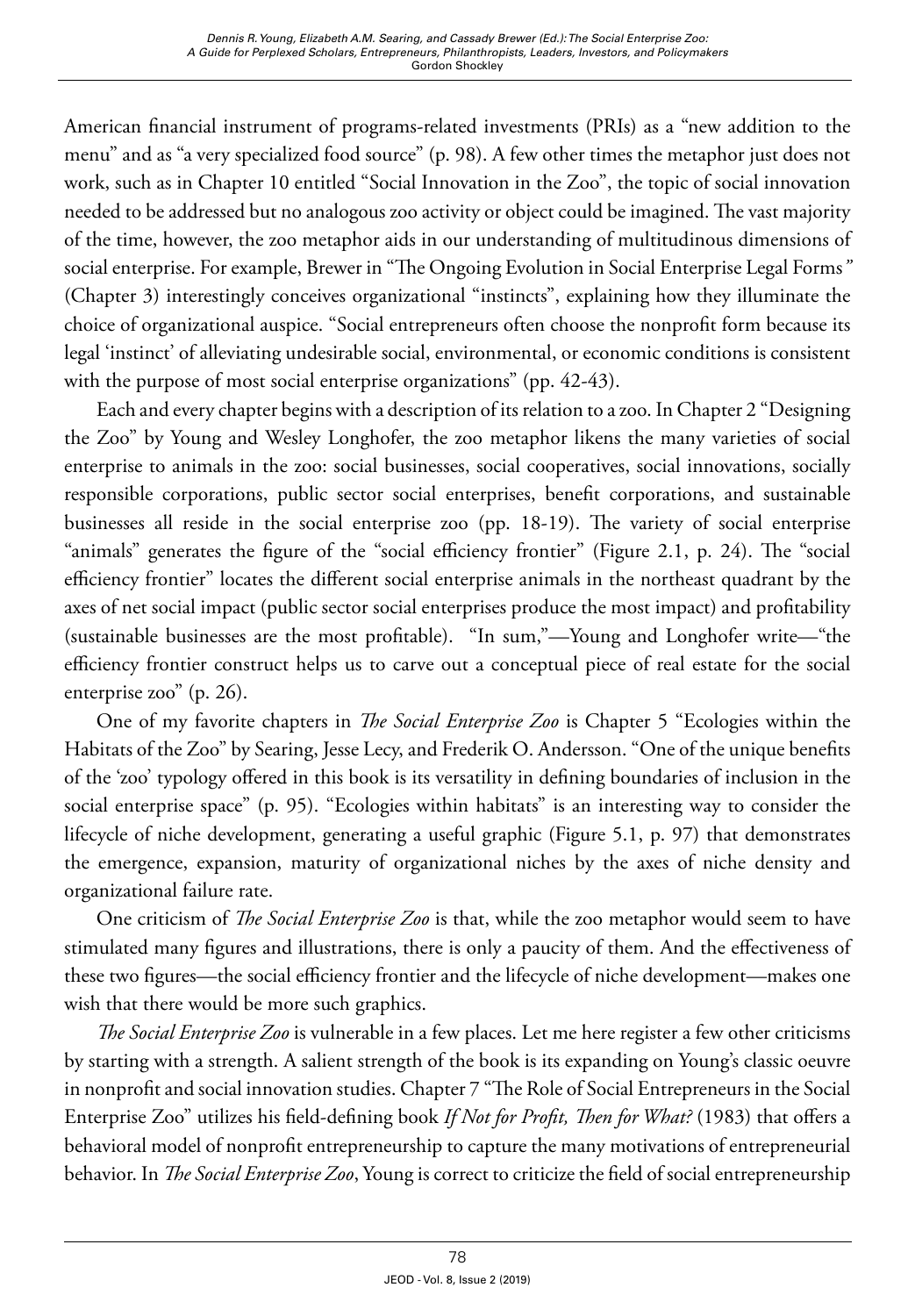American financial instrument of programs-related investments (PRIs) as a "new addition to the menu" and as "a very specialized food source" (p. 98). A few other times the metaphor just does not work, such as in Chapter 10 entitled "Social Innovation in the Zoo", the topic of social innovation needed to be addressed but no analogous zoo activity or object could be imagined. The vast majority of the time, however, the zoo metaphor aids in our understanding of multitudinous dimensions of social enterprise. For example, Brewer in "The Ongoing Evolution in Social Enterprise Legal Forms" (Chapter 3) interestingly conceives organizational "instincts", explaining how they illuminate the choice of organizational auspice. "Social entrepreneurs often choose the nonprofit form because its legal 'instinct' of alleviating undesirable social, environmental, or economic conditions is consistent with the purpose of most social enterprise organizations" (pp. 42-43).

Each and every chapter begins with a description of its relation to a zoo. In Chapter 2 "Designing the Zoo" by Young and Wesley Longhofer, the zoo metaphor likens the many varieties of social enterprise to animals in the zoo: social businesses, social cooperatives, social innovations, socially responsible corporations, public sector social enterprises, benefit corporations, and sustainable businesses all reside in the social enterprise zoo (pp. 18-19). The variety of social enterprise "animals" generates the figure of the "social efficiency frontier" (Figure 2.1, p. 24). The "social efficiency frontier" locates the different social enterprise animals in the northeast quadrant by the axes of net social impact (public sector social enterprises produce the most impact) and profitability (sustainable businesses are the most profitable). "In sum,"—Young and Longhofer write—"the efficiency frontier construct helps us to carve out a conceptual piece of real estate for the social enterprise zoo" (p. 26).

One of my favorite chapters in *The Social Enterprise Zoo* is Chapter 5 "Ecologies within the Habitats of the Zoo" by Searing, Jesse Lecy, and Frederik O. Andersson. "One of the unique benefits of the 'zoo' typology offered in this book is its versatility in defining boundaries of inclusion in the social enterprise space" (p. 95). "Ecologies within habitats" is an interesting way to consider the lifecycle of niche development, generating a useful graphic (Figure 5.1, p. 97) that demonstrates the emergence, expansion, maturity of organizational niches by the axes of niche density and organizational failure rate.

One criticism of *The Social Enterprise Zoo* is that, while the zoo metaphor would seem to have stimulated many figures and illustrations, there is only a paucity of them. And the effectiveness of these two figures—the social efficiency frontier and the lifecycle of niche development—makes one wish that there would be more such graphics.

*The Social Enterprise Zoo* is vulnerable in a few places. Let me here register a few other criticisms by starting with a strength. A salient strength of the book is its expanding on Young's classic oeuvre in nonprofit and social innovation studies. Chapter 7 "The Role of Social Entrepreneurs in the Social Enterprise Zoo" utilizes his field-defining book *If Not for Profit, Then for What?* (1983) that offers a behavioral model of nonprofit entrepreneurship to capture the many motivations of entrepreneurial behavior. In *The Social Enterprise Zoo*, Young is correct to criticize the field of social entrepreneurship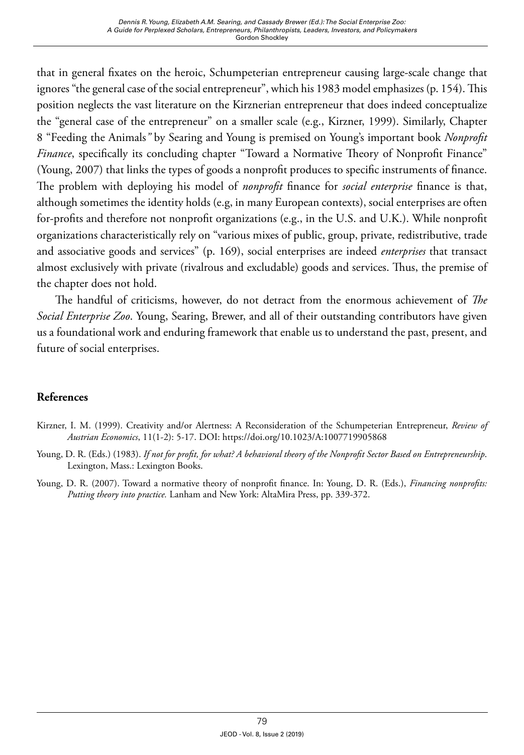that in general fixates on the heroic, Schumpeterian entrepreneur causing large-scale change that ignores "the general case of the social entrepreneur", which his 1983 model emphasizes (p. 154). This position neglects the vast literature on the Kirznerian entrepreneur that does indeed conceptualize the "general case of the entrepreneur" on a smaller scale (e.g., Kirzner, 1999). Similarly, Chapter 8 "Feeding the Animals*"* by Searing and Young is premised on Young's important book *Nonprofit Finance*, specifically its concluding chapter "Toward a Normative Theory of Nonprofit Finance" (Young, 2007) that links the types of goods a nonprofit produces to specific instruments of finance. The problem with deploying his model of *nonprofit* finance for *social enterprise* finance is that, although sometimes the identity holds (e.g, in many European contexts), social enterprises are often for-profits and therefore not nonprofit organizations (e.g., in the U.S. and U.K.). While nonprofit organizations characteristically rely on "various mixes of public, group, private, redistributive, trade and associative goods and services" (p. 169), social enterprises are indeed *enterprises* that transact almost exclusively with private (rivalrous and excludable) goods and services. Thus, the premise of the chapter does not hold.

The handful of criticisms, however, do not detract from the enormous achievement of *The Social Enterprise Zoo*. Young, Searing, Brewer, and all of their outstanding contributors have given us a foundational work and enduring framework that enable us to understand the past, present, and future of social enterprises.

## References

Kirzner, I. M. (1999). Creativity and/or Alertness: A Reconsideration of the Schumpeterian Entrepreneur, *Review of Austrian Economics*, 11(1-2): 5-17. DOI: https://doi.org/10.1023/A:1007719905868

Young, D. R. (Eds.) (1983). *If not for profit, for what? A behavioral theory of the Nonprofit Sector Based on Entrepreneurship*. Lexington, Mass.: Lexington Books.

Young, D. R. (2007). Toward a normative theory of nonprofit finance. In: Young, D. R. (Eds.), *Financing nonprofits: Putting theory into practice.* Lanham and New York: AltaMira Press, pp. 339-372.